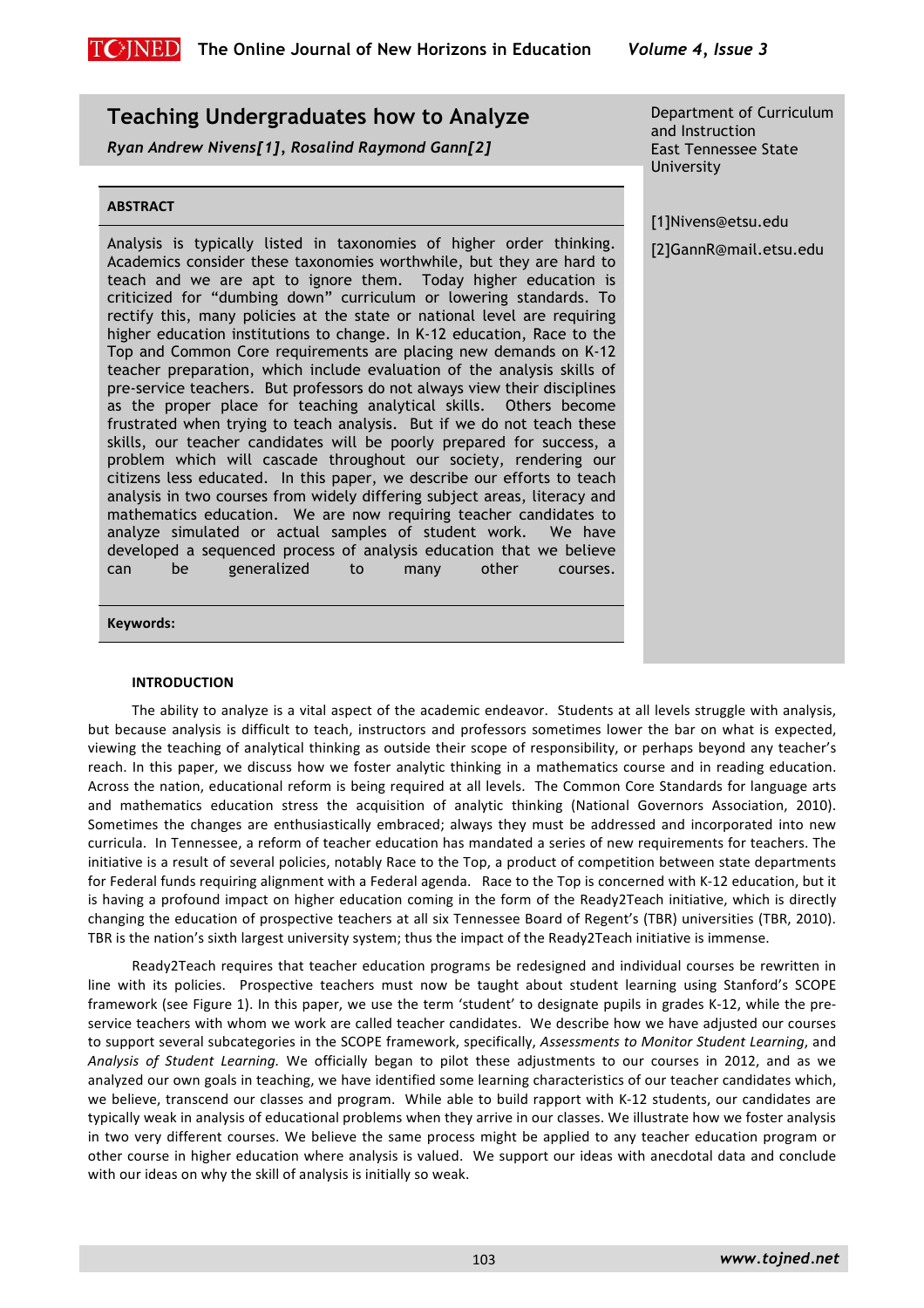# Teaching Undergraduates how to Analyze

*Ryan Andrew Nivens[1], Rosalind Raymond Gann[2]*

Department of Curriculum and Instruction
East Tennessee State University

[1]Nivens@etsu.edu

[2]GannR@mail.etsu.edu

**ABSTRACT**

Analysis is typically listed in taxonomies of higher order thinking. Academics consider these taxonomies worthwhile, but they are hard to teach and we are apt to ignore them. Today higher education is criticized for "dumbing down" curriculum or lowering standards. To rectify this, many policies at the state or national level are requiring higher education institutions to change. In K-12 education, Race to the Top and Common Core requirements are placing new demands on K-12 teacher preparation, which include evaluation of the analysis skills of pre-service teachers. But professors do not always view their disciplines as the proper place for teaching analytical skills. Others become frustrated when trying to teach analysis. But if we do not teach these skills, our teacher candidates will be poorly prepared for success, a problem which will cascade throughout our society, rendering our citizens less educated. In this paper, we describe our efforts to teach analysis in two courses from widely differing subject areas, literacy and mathematics education. We are now requiring teacher candidates to analyze simulated or actual samples of student work. We have developed a sequenced process of analysis education that we believe can be generalized to many other courses.

**Keywords:**

## INTRODUCTION

The ability to analyze is a vital aspect of the academic endeavor. Students at all levels struggle with analysis, but because analysis is difficult to teach, instructors and professors sometimes lower the bar on what is expected, viewing the teaching of analytical thinking as outside their scope of responsibility, or perhaps beyond any teacher's reach. In this paper, we discuss how we foster analytic thinking in a mathematics course and in reading education. Across the nation, educational reform is being required at all levels. The Common Core Standards for language arts and mathematics education stress the acquisition of analytic thinking (National Governors Association, 2010). Sometimes the changes are enthusiastically embraced; always they must be addressed and incorporated into new curricula. In Tennessee, a reform of teacher education has mandated a series of new requirements for teachers. The initiative is a result of several policies, notably Race to the Top, a product of competition between state departments for Federal funds requiring alignment with a Federal agenda. Race to the Top is concerned with K-12 education, but it is having a profound impact on higher education coming in the form of the Ready2Teach initiative, which is directly changing the education of prospective teachers at all six Tennessee Board of Regent's (TBR) universities (TBR, 2010). TBR is the nation's sixth largest university system; thus the impact of the Ready2Teach initiative is immense.

Ready2Teach requires that teacher education programs be redesigned and individual courses be rewritten in line with its policies. Prospective teachers must now be taught about student learning using Stanford's SCOPE framework (see Figure 1). In this paper, we use the term 'student' to designate pupils in grades K-12, while the pre-service teachers with whom we work are called teacher candidates. We describe how we have adjusted our courses to support several subcategories in the SCOPE framework, specifically, *Assessments to Monitor Student Learning*, and *Analysis of Student Learning.* We officially began to pilot these adjustments to our courses in 2012, and as we analyzed our own goals in teaching, we have identified some learning characteristics of our teacher candidates which, we believe, transcend our classes and program. While able to build rapport with K-12 students, our candidates are typically weak in analysis of educational problems when they arrive in our classes. We illustrate how we foster analysis in two very different courses. We believe the same process might be applied to any teacher education program or other course in higher education where analysis is valued. We support our ideas with anecdotal data and conclude with our ideas on why the skill of analysis is initially so weak.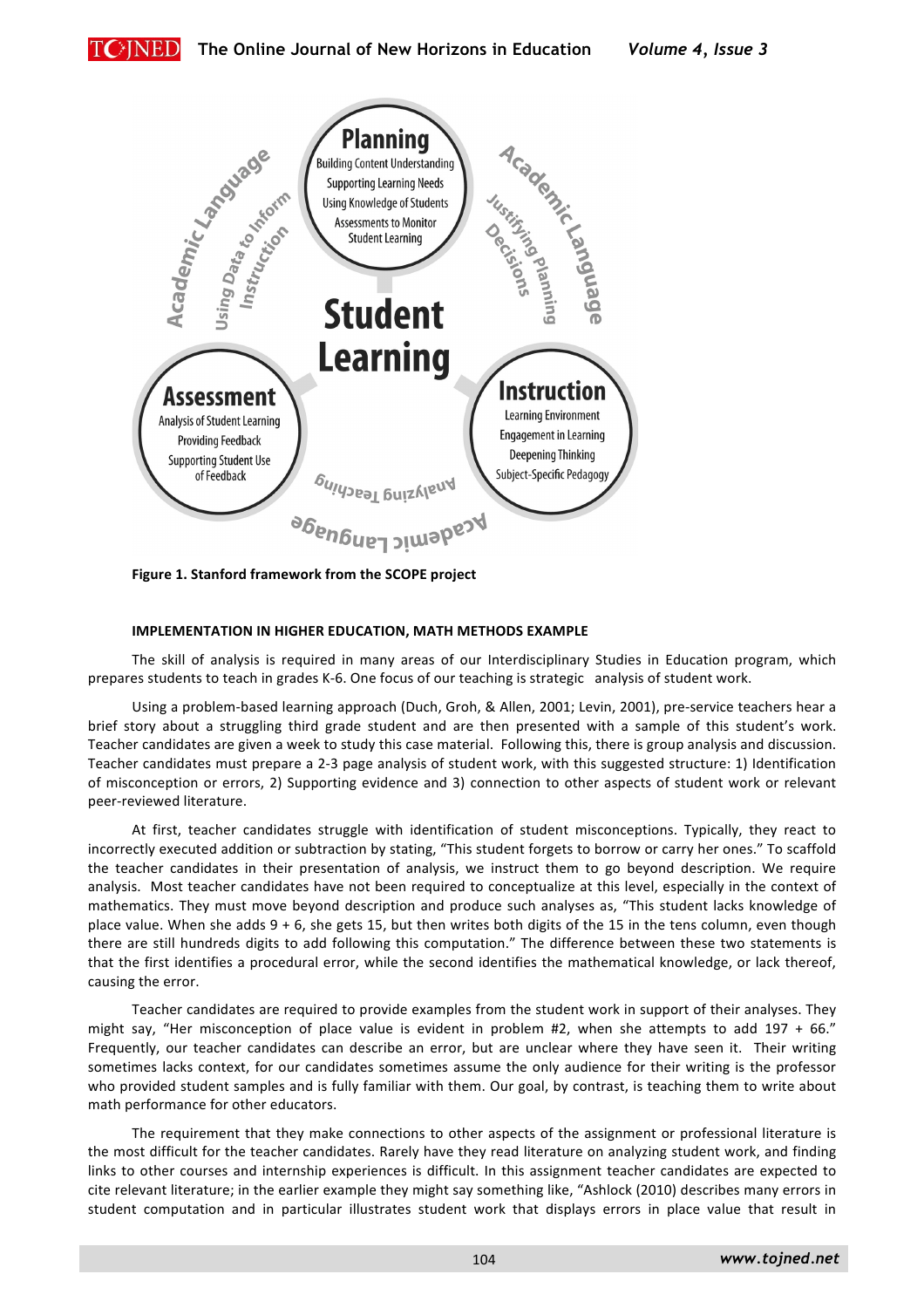**Figure 1. Stanford framework from the SCOPE project**

**IMPLEMENTATION IN HIGHER EDUCATION, MATH METHODS EXAMPLE**

The skill of analysis is required in many areas of our Interdisciplinary Studies in Education program, which prepares students to teach in grades K-6. One focus of our teaching is strategic analysis of student work.

Using a problem-based learning approach (Duch, Groh, & Allen, 2001; Levin, 2001), pre-service teachers hear a brief story about a struggling third grade student and are then presented with a sample of this student's work. Teacher candidates are given a week to study this case material. Following this, there is group analysis and discussion. Teacher candidates must prepare a 2-3 page analysis of student work, with this suggested structure: 1) Identification of misconception or errors, 2) Supporting evidence and 3) connection to other aspects of student work or relevant peer-reviewed literature.

At first, teacher candidates struggle with identification of student misconceptions. Typically, they react to incorrectly executed addition or subtraction by stating, "This student forgets to borrow or carry her ones." To scaffold the teacher candidates in their presentation of analysis, we instruct them to go beyond description. We require analysis. Most teacher candidates have not been required to conceptualize at this level, especially in the context of mathematics. They must move beyond description and produce such analyses as, "This student lacks knowledge of place value. When she adds 9 + 6, she gets 15, but then writes both digits of the 15 in the tens column, even though there are still hundreds digits to add following this computation." The difference between these two statements is that the first identifies a procedural error, while the second identifies the mathematical knowledge, or lack thereof, causing the error.

Teacher candidates are required to provide examples from the student work in support of their analyses. They might say, "Her misconception of place value is evident in problem #2, when she attempts to add 197 + 66." Frequently, our teacher candidates can describe an error, but are unclear where they have seen it. Their writing sometimes lacks context, for our candidates sometimes assume the only audience for their writing is the professor who provided student samples and is fully familiar with them. Our goal, by contrast, is teaching them to write about math performance for other educators.

The requirement that they make connections to other aspects of the assignment or professional literature is the most difficult for the teacher candidates. Rarely have they read literature on analyzing student work, and finding links to other courses and internship experiences is difficult. In this assignment teacher candidates are expected to cite relevant literature; in the earlier example they might say something like, "Ashlock (2010) describes many errors in student computation and in particular illustrates student work that displays errors in place value that result in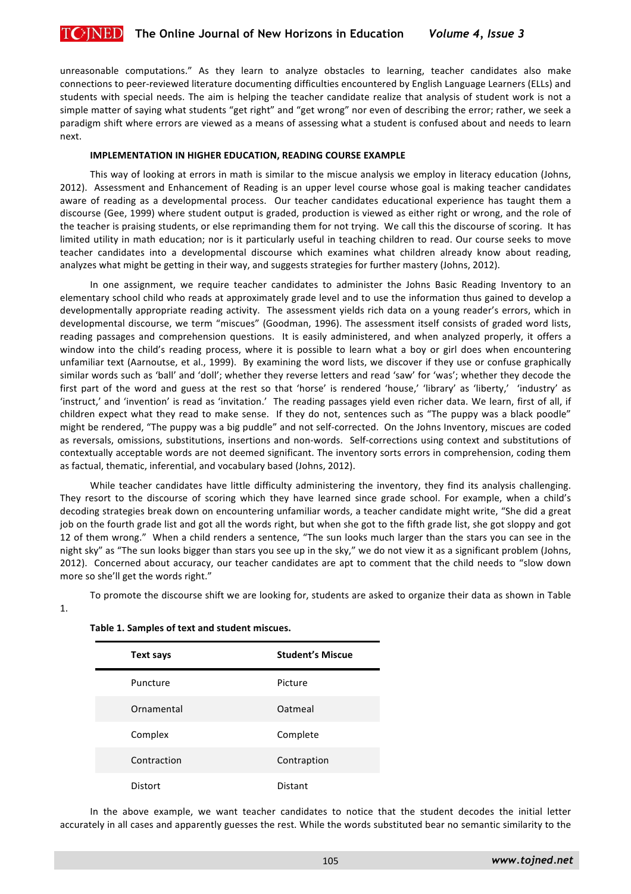unreasonable computations." As they learn to analyze obstacles to learning, teacher candidates also make connections to peer-reviewed literature documenting difficulties encountered by English Language Learners (ELLs) and students with special needs. The aim is helping the teacher candidate realize that analysis of student work is not a simple matter of saying what students "get right" and "get wrong" nor even of describing the error; rather, we seek a paradigm shift where errors are viewed as a means of assessing what a student is confused about and needs to learn next.

**IMPLEMENTATION IN HIGHER EDUCATION, READING COURSE EXAMPLE**

This way of looking at errors in math is similar to the miscue analysis we employ in literacy education (Johns, 2012). Assessment and Enhancement of Reading is an upper level course whose goal is making teacher candidates aware of reading as a developmental process. Our teacher candidates educational experience has taught them a discourse (Gee, 1999) where student output is graded, production is viewed as either right or wrong, and the role of the teacher is praising students, or else reprimanding them for not trying. We call this the discourse of scoring. It has limited utility in math education; nor is it particularly useful in teaching children to read. Our course seeks to move teacher candidates into a developmental discourse which examines what children already know about reading, analyzes what might be getting in their way, and suggests strategies for further mastery (Johns, 2012).

In one assignment, we require teacher candidates to administer the Johns Basic Reading Inventory to an elementary school child who reads at approximately grade level and to use the information thus gained to develop a developmentally appropriate reading activity. The assessment yields rich data on a young reader's errors, which in developmental discourse, we term "miscues" (Goodman, 1996). The assessment itself consists of graded word lists, reading passages and comprehension questions. It is easily administered, and when analyzed properly, it offers a window into the child's reading process, where it is possible to learn what a boy or girl does when encountering unfamiliar text (Aarnoutse, et al., 1999). By examining the word lists, we discover if they use or confuse graphically similar words such as 'ball' and 'doll'; whether they reverse letters and read 'saw' for 'was'; whether they decode the first part of the word and guess at the rest so that 'horse' is rendered 'house,' 'library' as 'liberty,' 'industry' as 'instruct,' and 'invention' is read as 'invitation.' The reading passages yield even richer data. We learn, first of all, if children expect what they read to make sense. If they do not, sentences such as "The puppy was a black poodle" might be rendered, "The puppy was a big puddle" and not self-corrected. On the Johns Inventory, miscues are coded as reversals, omissions, substitutions, insertions and non-words. Self-corrections using context and substitutions of contextually acceptable words are not deemed significant. The inventory sorts errors in comprehension, coding them as factual, thematic, inferential, and vocabulary based (Johns, 2012).

While teacher candidates have little difficulty administering the inventory, they find its analysis challenging. They resort to the discourse of scoring which they have learned since grade school. For example, when a child's decoding strategies break down on encountering unfamiliar words, a teacher candidate might write, "She did a great job on the fourth grade list and got all the words right, but when she got to the fifth grade list, she got sloppy and got 12 of them wrong." When a child renders a sentence, "The sun looks much larger than the stars you can see in the night sky" as "The sun looks bigger than stars you see up in the sky," we do not view it as a significant problem (Johns, 2012). Concerned about accuracy, our teacher candidates are apt to comment that the child needs to "slow down more so she'll get the words right."

To promote the discourse shift we are looking for, students are asked to organize their data as shown in Table 1.

**Table 1. Samples of text and student miscues.**

| Text says | Student's Miscue |
| --- | --- |
| Puncture | Picture |
| Ornamental | Oatmeal |
| Complex | Complete |
| Contraction | Contraption |
| Distort | Distant |

In the above example, we want teacher candidates to notice that the student decodes the initial letter accurately in all cases and apparently guesses the rest. While the words substituted bear no semantic similarity to the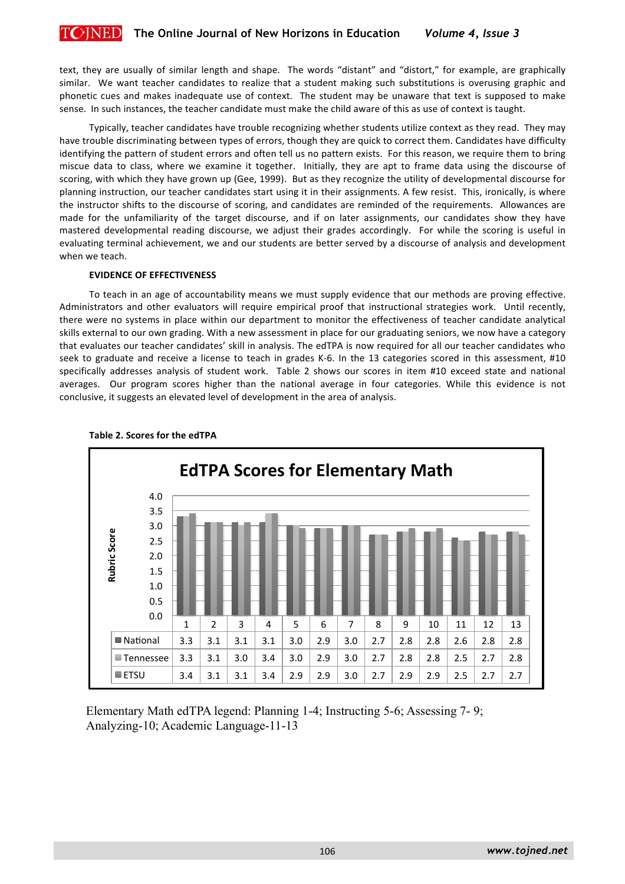text, they are usually of similar length and shape. The words "distant" and "distort," for example, are graphically similar. We want teacher candidates to realize that a student making such substitutions is overusing graphic and phonetic cues and makes inadequate use of context. The student may be unaware that text is supposed to make sense. In such instances, the teacher candidate must make the child aware of this as use of context is taught.

Typically, teacher candidates have trouble recognizing whether students utilize context as they read. They may have trouble discriminating between types of errors, though they are quick to correct them. Candidates have difficulty identifying the pattern of student errors and often tell us no pattern exists. For this reason, we require them to bring miscue data to class, where we examine it together. Initially, they are apt to frame data using the discourse of scoring, with which they have grown up (Gee, 1999). But as they recognize the utility of developmental discourse for planning instruction, our teacher candidates start using it in their assignments. A few resist. This, ironically, is where the instructor shifts to the discourse of scoring, and candidates are reminded of the requirements. Allowances are made for the unfamiliarity of the target discourse, and if on later assignments, our candidates show they have mastered developmental reading discourse, we adjust their grades accordingly. For while the scoring is useful in evaluating terminal achievement, we and our students are better served by a discourse of analysis and development when we teach.

#### EVIDENCE OF EFFECTIVENESS

To teach in an age of accountability means we must supply evidence that our methods are proving effective. Administrators and other evaluators will require empirical proof that instructional strategies work. Until recently, there were no systems in place within our department to monitor the effectiveness of teacher candidate analytical skills external to our own grading. With a new assessment in place for our graduating seniors, we now have a category that evaluates our teacher candidates' skill in analysis. The edTPA is now required for all our teacher candidates who seek to graduate and receive a license to teach in grades K-6. In the 13 categories scored in this assessment, #10 specifically addresses analysis of student work. Table 2 shows our scores in item #10 exceed state and national averages. Our program scores higher than the national average in four categories. While this evidence is not conclusive, it suggests an elevated level of development in the area of analysis.

**Table 2. Scores for the edTPA**

**EdTPA Scores for Elementary Math**

| Rubric Score | 1 | 2 | 3 | 4 | 5 | 6 | 7 | 8 | 9 | 10 | 11 | 12 | 13 |
|---|---|---|---|---|---|---|---|---|---|---|---|---|---|
| National | 3.3 | 3.1 | 3.1 | 3.1 | 3.0 | 2.9 | 3.0 | 2.7 | 2.8 | 2.8 | 2.6 | 2.8 | 2.8 |
| Tennessee | 3.3 | 3.1 | 3.0 | 3.4 | 3.0 | 2.9 | 3.0 | 2.7 | 2.8 | 2.8 | 2.5 | 2.7 | 2.8 |
| ETSU | 3.4 | 3.1 | 3.1 | 3.4 | 2.9 | 2.9 | 3.0 | 2.7 | 2.9 | 2.9 | 2.5 | 2.7 | 2.7 |

Elementary Math edTPA legend: Planning 1-4; Instructing 5-6; Assessing 7- 9; Analyzing-10; Academic Language-11-13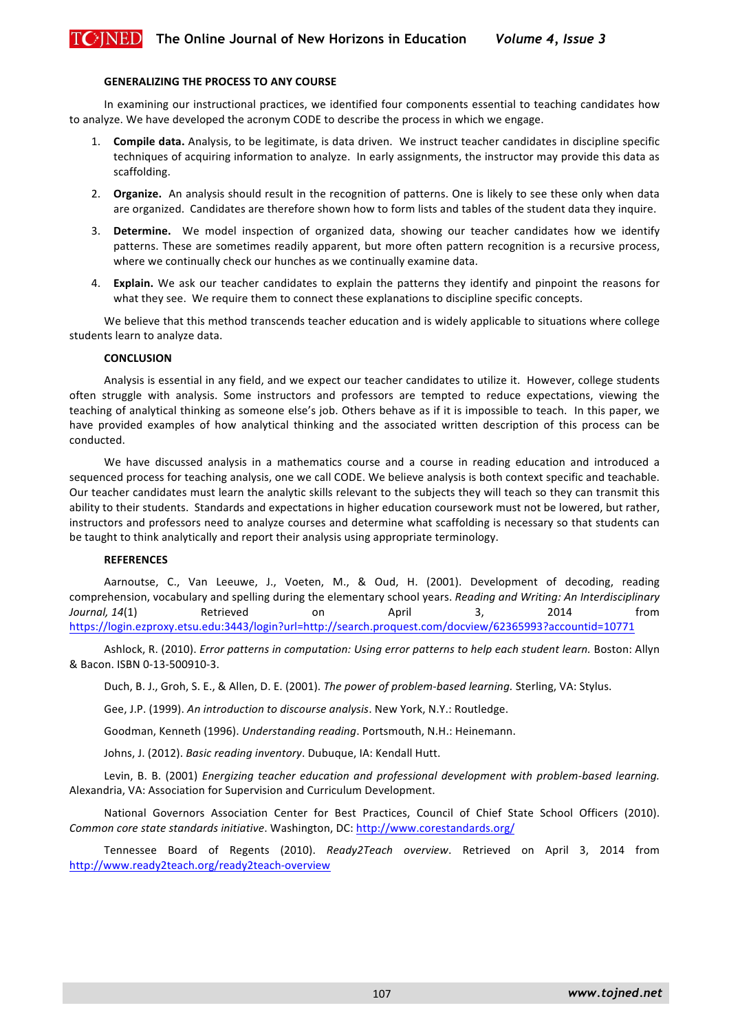### GENERALIZING THE PROCESS TO ANY COURSE

In examining our instructional practices, we identified four components essential to teaching candidates how to analyze. We have developed the acronym CODE to describe the process in which we engage.

1. **Compile data.** Analysis, to be legitimate, is data driven. We instruct teacher candidates in discipline specific techniques of acquiring information to analyze. In early assignments, the instructor may provide this data as scaffolding.
2. **Organize.** An analysis should result in the recognition of patterns. One is likely to see these only when data are organized. Candidates are therefore shown how to form lists and tables of the student data they inquire.
3. **Determine.** We model inspection of organized data, showing our teacher candidates how we identify patterns. These are sometimes readily apparent, but more often pattern recognition is a recursive process, where we continually check our hunches as we continually examine data.
4. **Explain.** We ask our teacher candidates to explain the patterns they identify and pinpoint the reasons for what they see. We require them to connect these explanations to discipline specific concepts.

We believe that this method transcends teacher education and is widely applicable to situations where college students learn to analyze data.

### CONCLUSION

Analysis is essential in any field, and we expect our teacher candidates to utilize it. However, college students often struggle with analysis. Some instructors and professors are tempted to reduce expectations, viewing the teaching of analytical thinking as someone else's job. Others behave as if it is impossible to teach. In this paper, we have provided examples of how analytical thinking and the associated written description of this process can be conducted.

We have discussed analysis in a mathematics course and a course in reading education and introduced a sequenced process for teaching analysis, one we call CODE. We believe analysis is both context specific and teachable. Our teacher candidates must learn the analytic skills relevant to the subjects they will teach so they can transmit this ability to their students. Standards and expectations in higher education coursework must not be lowered, but rather, instructors and professors need to analyze courses and determine what scaffolding is necessary so that students can be taught to think analytically and report their analysis using appropriate terminology.

### REFERENCES

Aarnoutse, C., Van Leeuwe, J., Voeten, M., & Oud, H. (2001). Development of decoding, reading comprehension, vocabulary and spelling during the elementary school years. *Reading and Writing: An Interdisciplinary Journal, 14*(1) Retrieved on April 3, 2014 from https://login.ezproxy.etsu.edu:3443/login?url=http://search.proquest.com/docview/62365993?accountid=10771

Ashlock, R. (2010). *Error patterns in computation: Using error patterns to help each student learn.* Boston: Allyn & Bacon. ISBN 0-13-500910-3.

Duch, B. J., Groh, S. E., & Allen, D. E. (2001). *The power of problem-based learning*. Sterling, VA: Stylus.

Gee, J.P. (1999). *An introduction to discourse analysis*. New York, N.Y.: Routledge.

Goodman, Kenneth (1996). *Understanding reading*. Portsmouth, N.H.: Heinemann.

Johns, J. (2012). *Basic reading inventory*. Dubuque, IA: Kendall Hutt.

Levin, B. B. (2001) *Energizing teacher education and professional development with problem-based learning.* Alexandria, VA: Association for Supervision and Curriculum Development.

National Governors Association Center for Best Practices, Council of Chief State School Officers (2010). *Common core state standards initiative*. Washington, DC: http://www.corestandards.org/

Tennessee Board of Regents (2010). *Ready2Teach overview*. Retrieved on April 3, 2014 from http://www.ready2teach.org/ready2teach-overview